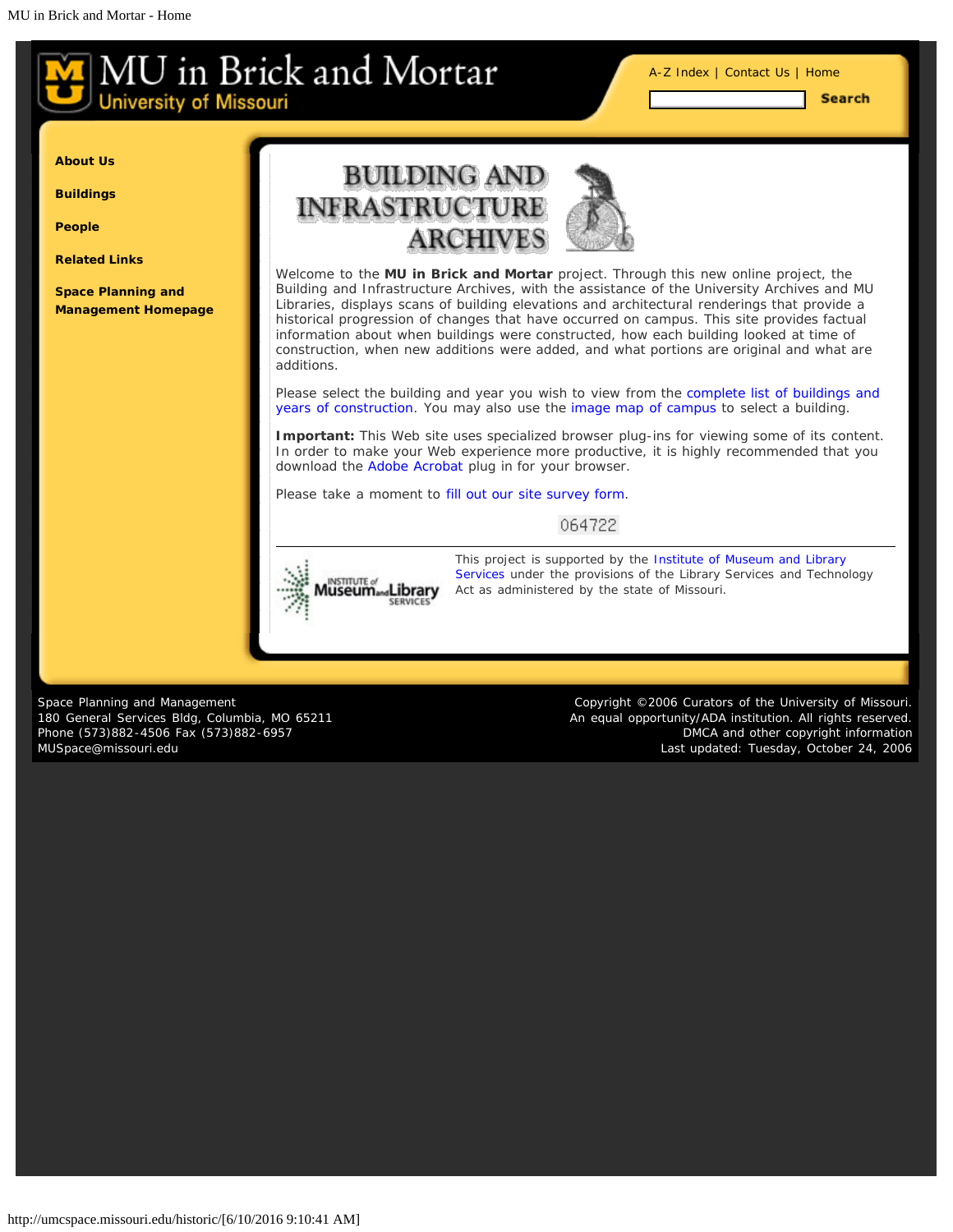# MU in Brick and Mortar

University of Missouri

A-Z Index | Contact Us | Home

Search

- About Us
- Buildings
- People
- Related Links
- Space Planning and Management Homepage

## BUILDING AND INFRASTRUCTURE ARCHIVES

Welcome to the **MU in Brick and Mortar** project. Through this new online project, the Building and Infrastructure Archives, with the assistance of the University Archives and MU Libraries, displays scans of building elevations and architectural renderings that provide a historical progression of changes that have occurred on campus. This site provides factual information about when buildings were constructed, how each building looked at time of construction, when new additions were added, and what portions are original and what are additions.

Please select the building and year you wish to view from the complete list of buildings and years of construction. You may also use the image map of campus to select a building.

**Important:** This Web site uses specialized browser plug-ins for viewing some of its content. In order to make your Web experience more productive, it is highly recommended that you download the Adobe Acrobat plug in for your browser.

Please take a moment to fill out our site survey form.

064722

---

INSTITUTE of Museum and Library SERVICES

This project is supported by the Institute of Museum and Library Services under the provisions of the Library Services and Technology Act as administered by the state of Missouri.

Space Planning and Management
180 General Services Bldg, Columbia, MO 65211
Phone (573)882-4506 Fax (573)882-6957
MUSpace@missouri.edu

Copyright ©2006 Curators of the University of Missouri.
An equal opportunity/ADA institution. All rights reserved.
DMCA and other copyright information
Last updated: Tuesday, October 24, 2006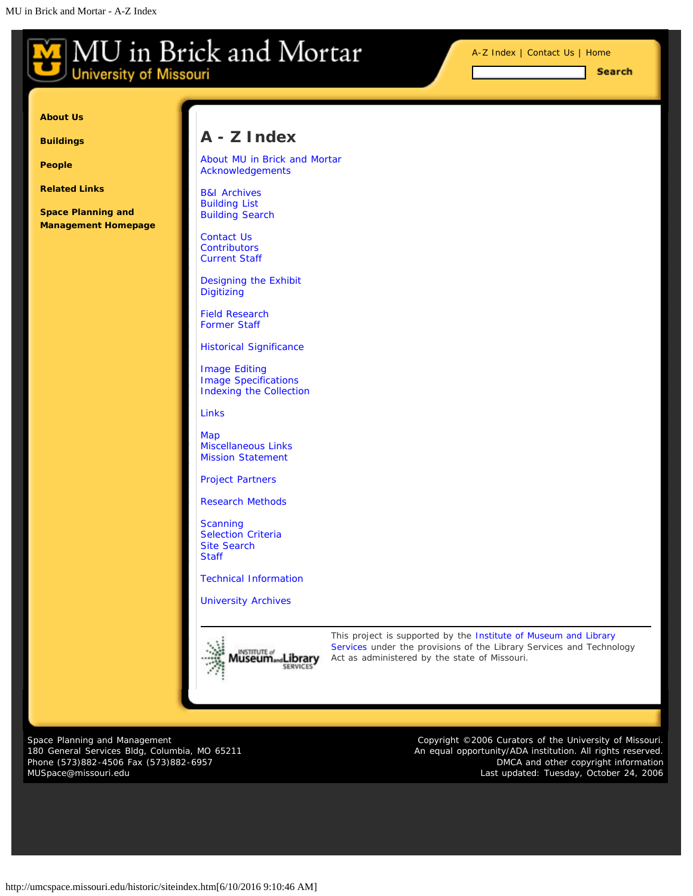# MU in Brick and Mortar

University of Missouri

A-Z Index | Contact Us | Home

Search

- About Us
- Buildings
- People
- Related Links
- Space Planning and Management Homepage

## A - Z Index

About MU in Brick and Mortar
Acknowledgements

B&I Archives
Building List
Building Search

Contact Us
Contributors
Current Staff

Designing the Exhibit
Digitizing

Field Research
Former Staff

Historical Significance

Image Editing
Image Specifications
Indexing the Collection

Links

Map
Miscellaneous Links
Mission Statement

Project Partners

Research Methods

Scanning
Selection Criteria
Site Search
Staff

Technical Information

University Archives

---

This project is supported by the Institute of Museum and Library Services under the provisions of the Library Services and Technology Act as administered by the state of Missouri.

Space Planning and Management
180 General Services Bldg, Columbia, MO 65211
Phone (573)882-4506 Fax (573)882-6957
MUSpace@missouri.edu

Copyright ©2006 Curators of the University of Missouri.
An equal opportunity/ADA institution. All rights reserved.
DMCA and other copyright information
Last updated: Tuesday, October 24, 2006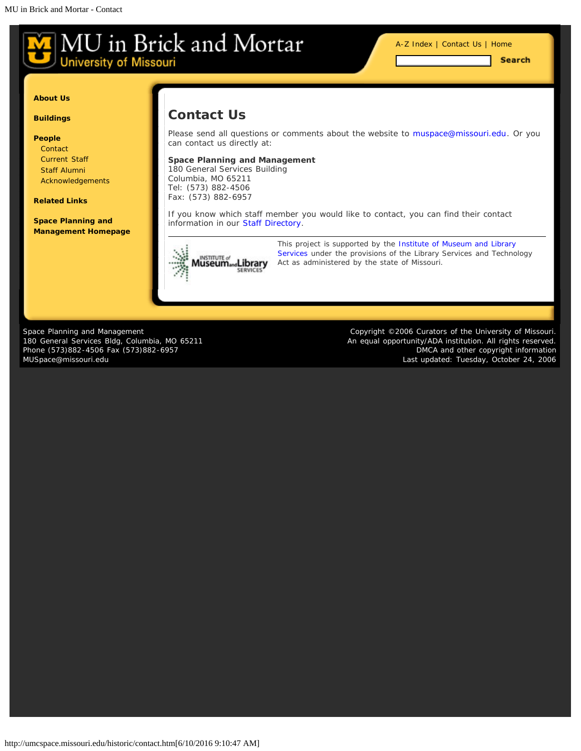# MU in Brick and Mortar

University of Missouri

A-Z Index | Contact Us | Home

Search

**About Us**

**Buildings**

**People**
- Contact
- Current Staff
- Staff Alumni
- Acknowledgements

**Related Links**

**Space Planning and Management Homepage**

## Contact Us

Please send all questions or comments about the website to muspace@missouri.edu. Or you can contact us directly at:

**Space Planning and Management**
180 General Services Building
Columbia, MO 65211
Tel: (573) 882-4506
Fax: (573) 882-6957

If you know which staff member you would like to contact, you can find their contact information in our Staff Directory.

---

This project is supported by the Institute of Museum and Library Services under the provisions of the Library Services and Technology Act as administered by the state of Missouri.

Space Planning and Management
180 General Services Bldg, Columbia, MO 65211
Phone (573)882-4506 Fax (573)882-6957
MUSpace@missouri.edu

Copyright ©2006 Curators of the University of Missouri.
An equal opportunity/ADA institution. All rights reserved.
DMCA and other copyright information
Last updated: Tuesday, October 24, 2006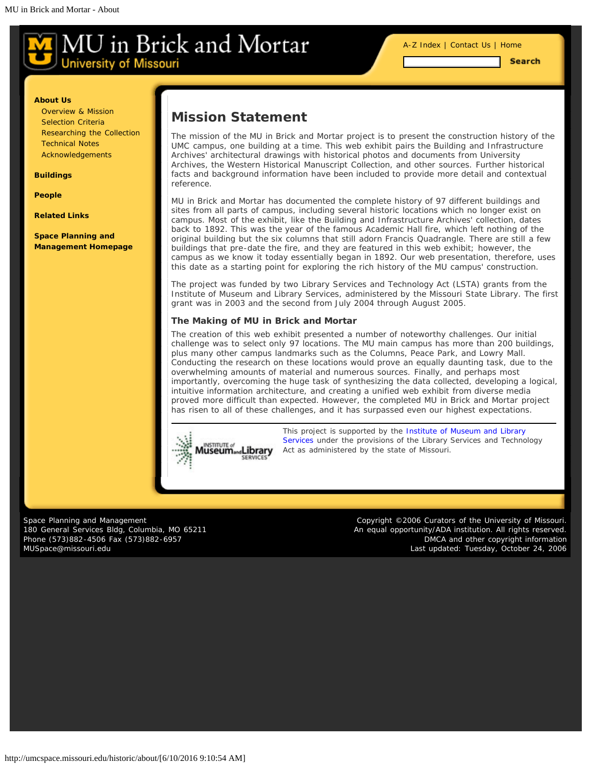# MU in Brick and Mortar

University of Missouri

A-Z Index | Contact Us | Home

Search

**About Us**

- Overview & Mission
- Selection Criteria
- Researching the Collection
- Technical Notes
- Acknowledgements

**Buildings**

**People**

**Related Links**

**Space Planning and Management Homepage**

## Mission Statement

The mission of the MU in Brick and Mortar project is to present the construction history of the UMC campus, one building at a time. This web exhibit pairs the Building and Infrastructure Archives' architectural drawings with historical photos and documents from University Archives, the Western Historical Manuscript Collection, and other sources. Further historical facts and background information have been included to provide more detail and contextual reference.

MU in Brick and Mortar has documented the complete history of 97 different buildings and sites from all parts of campus, including several historic locations which no longer exist on campus. Most of the exhibit, like the Building and Infrastructure Archives' collection, dates back to 1892. This was the year of the famous Academic Hall fire, which left nothing of the original building but the six columns that still adorn Francis Quadrangle. There are still a few buildings that pre-date the fire, and they are featured in this web exhibit; however, the campus as we know it today essentially began in 1892. Our web presentation, therefore, uses this date as a starting point for exploring the rich history of the MU campus' construction.

The project was funded by two Library Services and Technology Act (LSTA) grants from the Institute of Museum and Library Services, administered by the Missouri State Library. The first grant was in 2003 and the second from July 2004 through August 2005.

### The Making of MU in Brick and Mortar

The creation of this web exhibit presented a number of noteworthy challenges. Our initial challenge was to select only 97 locations. The MU main campus has more than 200 buildings, plus many other campus landmarks such as the Columns, Peace Park, and Lowry Mall. Conducting the research on these locations would prove an equally daunting task, due to the overwhelming amounts of material and numerous sources. Finally, and perhaps most importantly, overcoming the huge task of synthesizing the data collected, developing a logical, intuitive information architecture, and creating a unified web exhibit from diverse media proved more difficult than expected. However, the completed MU in Brick and Mortar project has risen to all of these challenges, and it has surpassed even our highest expectations.

---

Institute of Museum and Library Services

This project is supported by the Institute of Museum and Library Services under the provisions of the Library Services and Technology Act as administered by the state of Missouri.

Space Planning and Management
180 General Services Bldg, Columbia, MO 65211
Phone (573)882-4506 Fax (573)882-6957
MUSpace@missouri.edu

Copyright ©2006 Curators of the University of Missouri.
An equal opportunity/ADA institution. All rights reserved.
DMCA and other copyright information
Last updated: Tuesday, October 24, 2006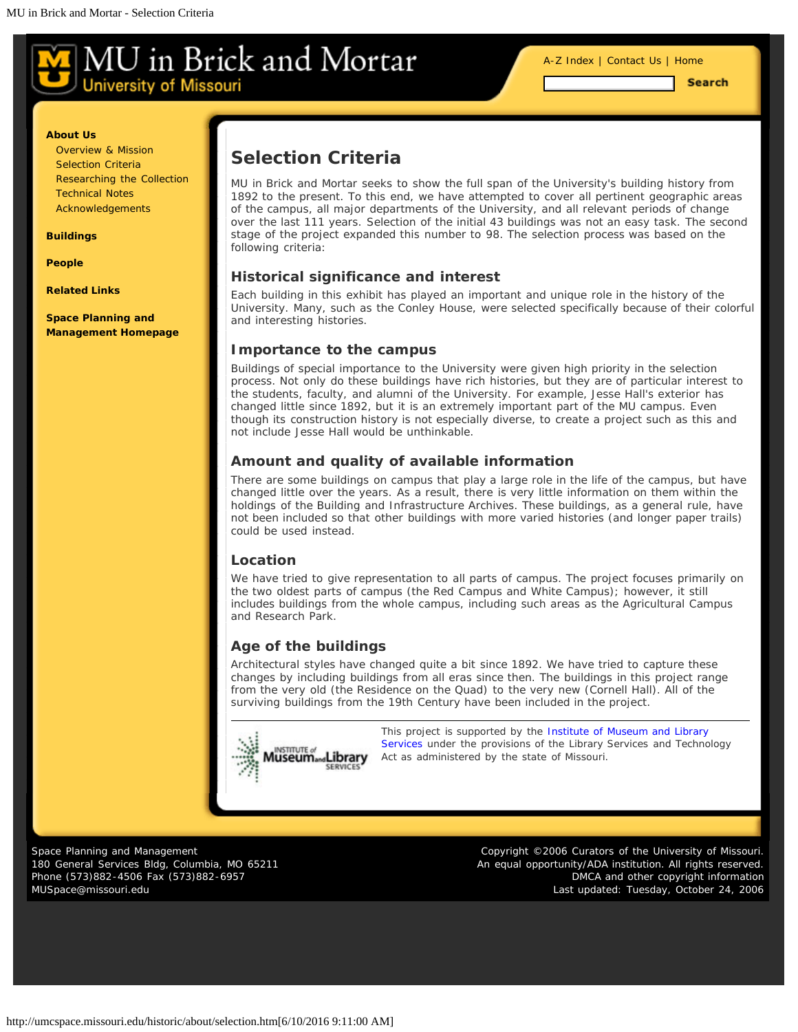# MU in Brick and Mortar
University of Missouri

A-Z Index | Contact Us | Home

Search

**About Us**

- Overview & Mission
- Selection Criteria
- Researching the Collection
- Technical Notes
- Acknowledgements

**Buildings**

**People**

**Related Links**

**Space Planning and Management Homepage**

## Selection Criteria

MU in Brick and Mortar seeks to show the full span of the University's building history from 1892 to the present. To this end, we have attempted to cover all pertinent geographic areas of the campus, all major departments of the University, and all relevant periods of change over the last 111 years. Selection of the initial 43 buildings was not an easy task. The second stage of the project expanded this number to 98. The selection process was based on the following criteria:

### Historical significance and interest

Each building in this exhibit has played an important and unique role in the history of the University. Many, such as the Conley House, were selected specifically because of their colorful and interesting histories.

### Importance to the campus

Buildings of special importance to the University were given high priority in the selection process. Not only do these buildings have rich histories, but they are of particular interest to the students, faculty, and alumni of the University. For example, Jesse Hall's exterior has changed little since 1892, but it is an extremely important part of the MU campus. Even though its construction history is not especially diverse, to create a project such as this and not include Jesse Hall would be unthinkable.

### Amount and quality of available information

There are some buildings on campus that play a large role in the life of the campus, but have changed little over the years. As a result, there is very little information on them within the holdings of the Building and Infrastructure Archives. These buildings, as a general rule, have not been included so that other buildings with more varied histories (and longer paper trails) could be used instead.

### Location

We have tried to give representation to all parts of campus. The project focuses primarily on the two oldest parts of campus (the Red Campus and White Campus); however, it still includes buildings from the whole campus, including such areas as the Agricultural Campus and Research Park.

### Age of the buildings

Architectural styles have changed quite a bit since 1892. We have tried to capture these changes by including buildings from all eras since then. The buildings in this project range from the very old (the Residence on the Quad) to the very new (Cornell Hall). All of the surviving buildings from the 19th Century have been included in the project.

---

This project is supported by the Institute of Museum and Library Services under the provisions of the Library Services and Technology Act as administered by the state of Missouri.

Space Planning and Management
180 General Services Bldg, Columbia, MO 65211
Phone (573)882-4506 Fax (573)882-6957
MUSpace@missouri.edu

Copyright ©2006 Curators of the University of Missouri.
An equal opportunity/ADA institution. All rights reserved.
DMCA and other copyright information
Last updated: Tuesday, October 24, 2006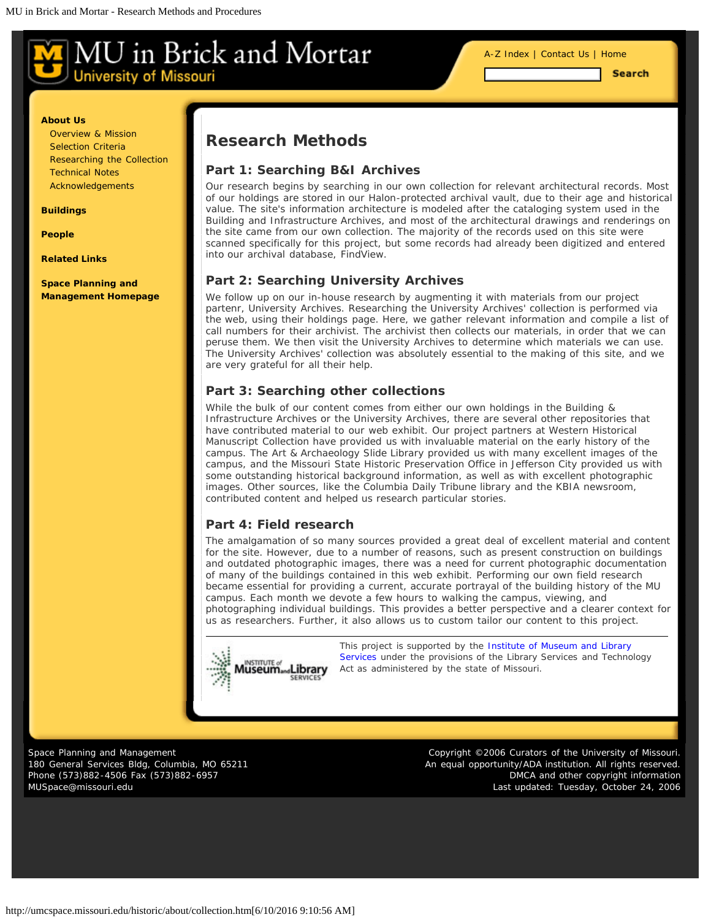# MU in Brick and Mortar
University of Missouri

A-Z Index | Contact Us | Home

Search

**About Us**
- Overview & Mission
- Selection Criteria
- Researching the Collection
- Technical Notes
- Acknowledgements

**Buildings**

**People**

**Related Links**

**Space Planning and Management Homepage**

## Research Methods

### Part 1: Searching B&I Archives

Our research begins by searching in our own collection for relevant architectural records. Most of our holdings are stored in our Halon-protected archival vault, due to their age and historical value. The site's information architecture is modeled after the cataloging system used in the Building and Infrastructure Archives, and most of the architectural drawings and renderings on the site came from our own collection. The majority of the records used on this site were scanned specifically for this project, but some records had already been digitized and entered into our archival database, FindView.

### Part 2: Searching University Archives

We follow up on our in-house research by augmenting it with materials from our project partenr, University Archives. Researching the University Archives' collection is performed via the web, using their holdings page. Here, we gather relevant information and compile a list of call numbers for their archivist. The archivist then collects our materials, in order that we can peruse them. We then visit the University Archives to determine which materials we can use. The University Archives' collection was absolutely essential to the making of this site, and we are very grateful for all their help.

### Part 3: Searching other collections

While the bulk of our content comes from either our own holdings in the Building & Infrastructure Archives or the University Archives, there are several other repositories that have contributed material to our web exhibit. Our project partners at Western Historical Manuscript Collection have provided us with invaluable material on the early history of the campus. The Art & Archaeology Slide Library provided us with many excellent images of the campus, and the Missouri State Historic Preservation Office in Jefferson City provided us with some outstanding historical background information, as well as with excellent photographic images. Other sources, like the Columbia Daily Tribune library and the KBIA newsroom, contributed content and helped us research particular stories.

### Part 4: Field research

The amalgamation of so many sources provided a great deal of excellent material and content for the site. However, due to a number of reasons, such as present construction on buildings and outdated photographic images, there was a need for current photographic documentation of many of the buildings contained in this web exhibit. Performing our own field research became essential for providing a current, accurate portrayal of the building history of the MU campus. Each month we devote a few hours to walking the campus, viewing, and photographing individual buildings. This provides a better perspective and a clearer context for us as researchers. Further, it also allows us to custom tailor our content to this project.

---

Institute of Museum and Library Services

This project is supported by the Institute of Museum and Library Services under the provisions of the Library Services and Technology Act as administered by the state of Missouri.

Space Planning and Management
180 General Services Bldg, Columbia, MO 65211
Phone (573)882-4506 Fax (573)882-6957
MUSpace@missouri.edu

Copyright ©2006 Curators of the University of Missouri.
An equal opportunity/ADA institution. All rights reserved.
DMCA and other copyright information
Last updated: Tuesday, October 24, 2006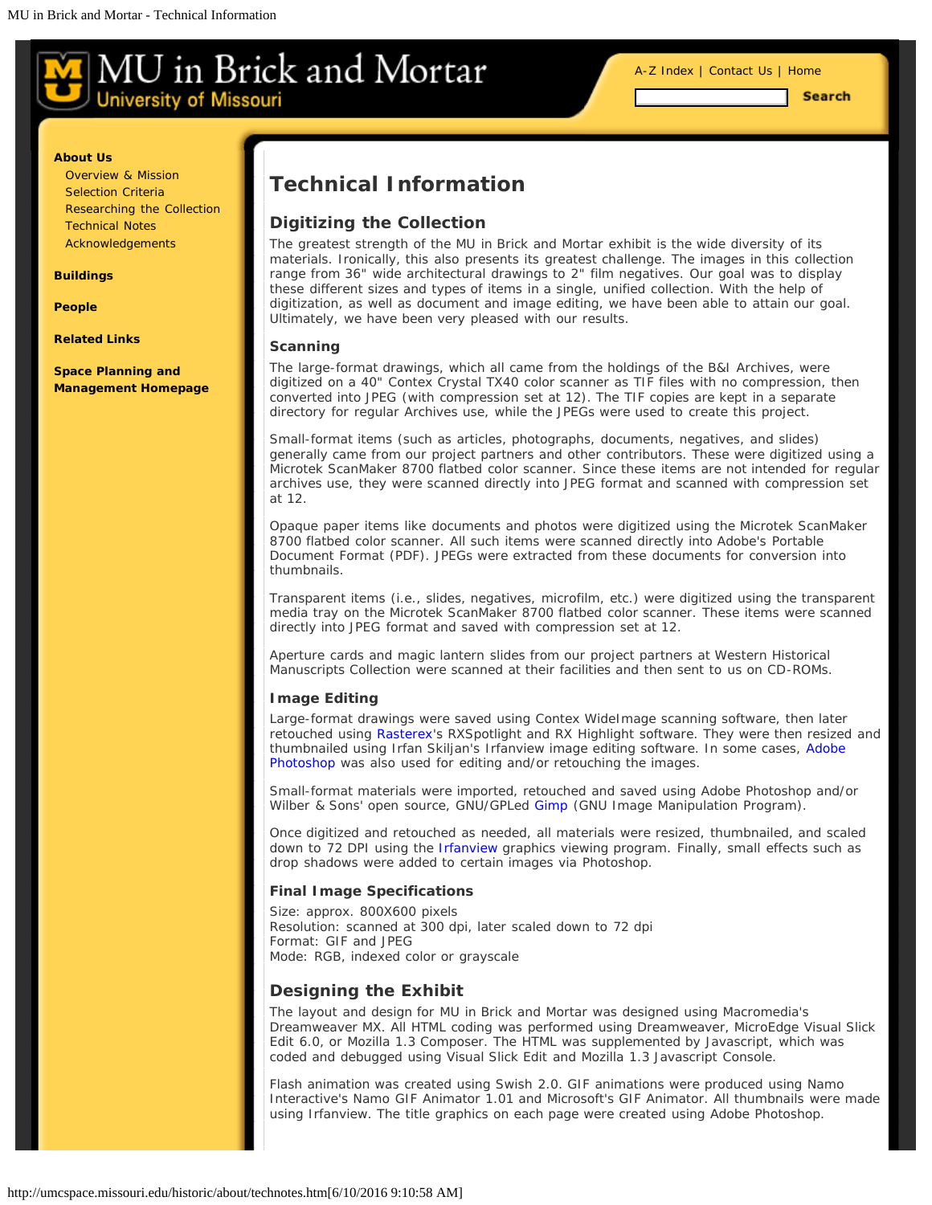# MU in Brick and Mortar

University of Missouri

A-Z Index | Contact Us | Home

Search

**About Us**

- Overview & Mission
- Selection Criteria
- Researching the Collection
- Technical Notes
- Acknowledgements

**Buildings**

**People**

**Related Links**

**Space Planning and Management Homepage**

# Technical Information

## Digitizing the Collection

The greatest strength of the MU in Brick and Mortar exhibit is the wide diversity of its materials. Ironically, this also presents its greatest challenge. The images in this collection range from 36" wide architectural drawings to 2" film negatives. Our goal was to display these different sizes and types of items in a single, unified collection. With the help of digitization, as well as document and image editing, we have been able to attain our goal. Ultimately, we have been very pleased with our results.

### Scanning

The large-format drawings, which all came from the holdings of the B&I Archives, were digitized on a 40" Contex Crystal TX40 color scanner as TIF files with no compression, then converted into JPEG (with compression set at 12). The TIF copies are kept in a separate directory for regular Archives use, while the JPEGs were used to create this project.

Small-format items (such as articles, photographs, documents, negatives, and slides) generally came from our project partners and other contributors. These were digitized using a Microtek ScanMaker 8700 flatbed color scanner. Since these items are not intended for regular archives use, they were scanned directly into JPEG format and scanned with compression set at 12.

Opaque paper items like documents and photos were digitized using the Microtek ScanMaker 8700 flatbed color scanner. All such items were scanned directly into Adobe's Portable Document Format (PDF). JPEGs were extracted from these documents for conversion into thumbnails.

Transparent items (i.e., slides, negatives, microfilm, etc.) were digitized using the transparent media tray on the Microtek ScanMaker 8700 flatbed color scanner. These items were scanned directly into JPEG format and saved with compression set at 12.

Aperture cards and magic lantern slides from our project partners at Western Historical Manuscripts Collection were scanned at their facilities and then sent to us on CD-ROMs.

### Image Editing

Large-format drawings were saved using Contex WideImage scanning software, then later retouched using Rasterex's RXSpotlight and RX Highlight software. They were then resized and thumbnailed using Irfan Skiljan's Irfanview image editing software. In some cases, Adobe Photoshop was also used for editing and/or retouching the images.

Small-format materials were imported, retouched and saved using Adobe Photoshop and/or Wilber & Sons' open source, GNU/GPLed Gimp (GNU Image Manipulation Program).

Once digitized and retouched as needed, all materials were resized, thumbnailed, and scaled down to 72 DPI using the Irfanview graphics viewing program. Finally, small effects such as drop shadows were added to certain images via Photoshop.

### Final Image Specifications

Size: approx. 800X600 pixels
Resolution: scanned at 300 dpi, later scaled down to 72 dpi
Format: GIF and JPEG
Mode: RGB, indexed color or grayscale

## Designing the Exhibit

The layout and design for MU in Brick and Mortar was designed using Macromedia's Dreamweaver MX. All HTML coding was performed using Dreamweaver, MicroEdge Visual Slick Edit 6.0, or Mozilla 1.3 Composer. The HTML was supplemented by Javascript, which was coded and debugged using Visual Slick Edit and Mozilla 1.3 Javascript Console.

Flash animation was created using Swish 2.0. GIF animations were produced using Namo Interactive's Namo GIF Animator 1.01 and Microsoft's GIF Animator. All thumbnails were made using Irfanview. The title graphics on each page were created using Adobe Photoshop.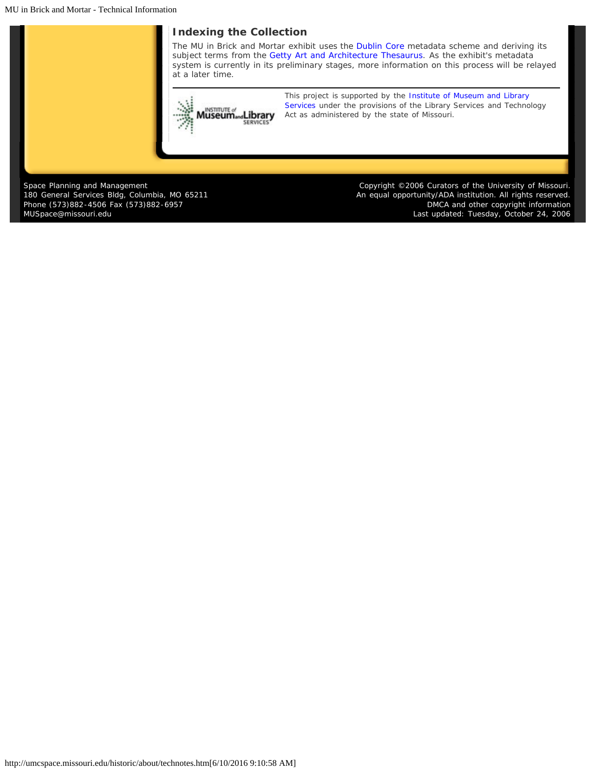## Indexing the Collection

The MU in Brick and Mortar exhibit uses the Dublin Core metadata scheme and deriving its subject terms from the Getty Art and Architecture Thesaurus. As the exhibit's metadata system is currently in its preliminary stages, more information on this process will be relayed at a later time.

---

This project is supported by the Institute of Museum and Library Services under the provisions of the Library Services and Technology Act as administered by the state of Missouri.

Space Planning and Management
180 General Services Bldg, Columbia, MO 65211
Phone (573)882-4506 Fax (573)882-6957
MUSpace@missouri.edu

Copyright ©2006 Curators of the University of Missouri.
An equal opportunity/ADA institution. All rights reserved.
DMCA and other copyright information
Last updated: Tuesday, October 24, 2006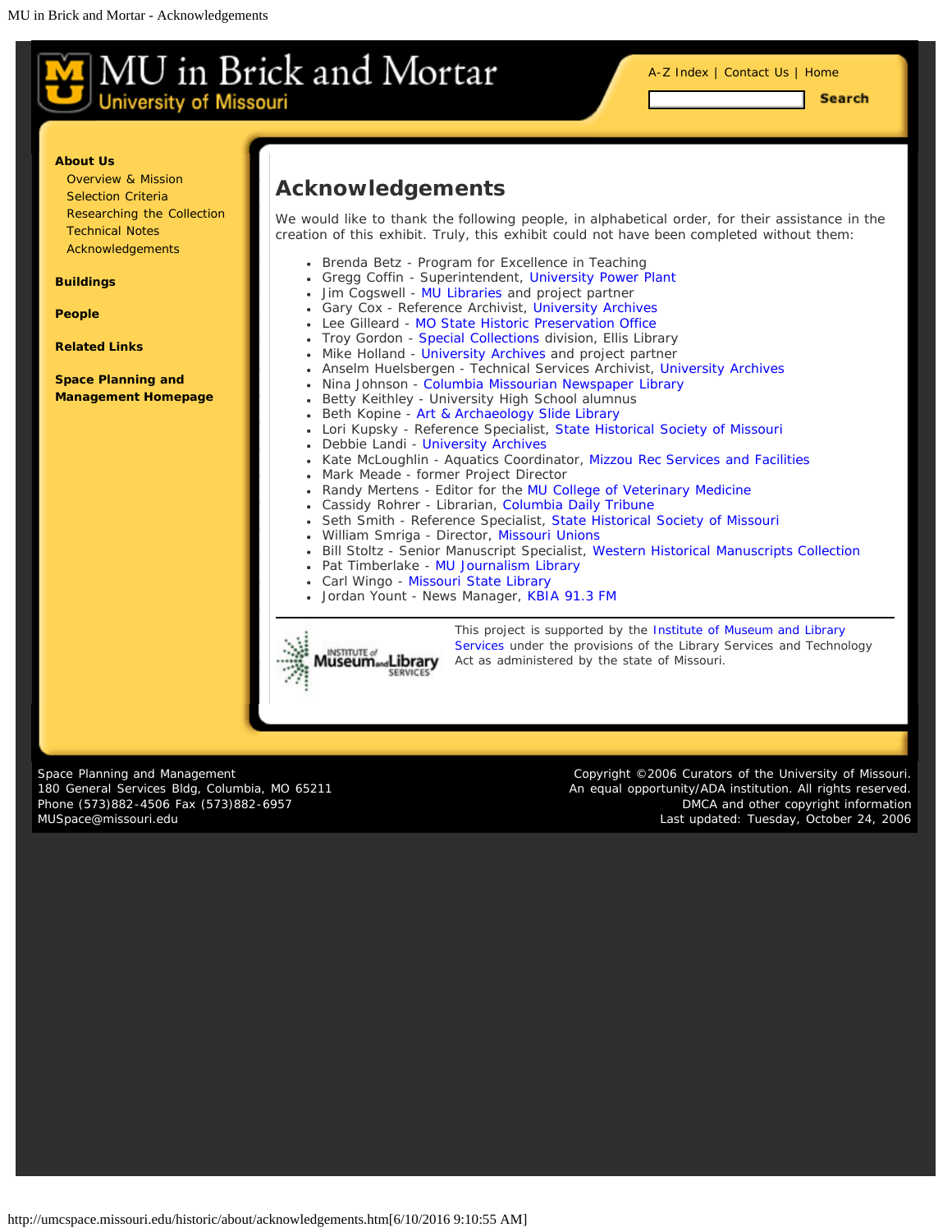# MU in Brick and Mortar
University of Missouri

A-Z Index | Contact Us | Home

Search

**About Us**

- Overview & Mission
- Selection Criteria
- Researching the Collection
- Technical Notes
- Acknowledgements

**Buildings**

**People**

**Related Links**

**Space Planning and Management Homepage**

## Acknowledgements

We would like to thank the following people, in alphabetical order, for their assistance in the creation of this exhibit. Truly, this exhibit could not have been completed without them:

- Brenda Betz - Program for Excellence in Teaching
- Gregg Coffin - Superintendent, University Power Plant
- Jim Cogswell - MU Libraries and project partner
- Gary Cox - Reference Archivist, University Archives
- Lee Gilleard - MO State Historic Preservation Office
- Troy Gordon - Special Collections division, Ellis Library
- Mike Holland - University Archives and project partner
- Anselm Huelsbergen - Technical Services Archivist, University Archives
- Nina Johnson - Columbia Missourian Newspaper Library
- Betty Keithley - University High School alumnus
- Beth Kopine - Art & Archaeology Slide Library
- Lori Kupsky - Reference Specialist, State Historical Society of Missouri
- Debbie Landi - University Archives
- Kate McLoughlin - Aquatics Coordinator, Mizzou Rec Services and Facilities
- Mark Meade - former Project Director
- Randy Mertens - Editor for the MU College of Veterinary Medicine
- Cassidy Rohrer - Librarian, Columbia Daily Tribune
- Seth Smith - Reference Specialist, State Historical Society of Missouri
- William Smriga - Director, Missouri Unions
- Bill Stoltz - Senior Manuscript Specialist, Western Historical Manuscripts Collection
- Pat Timberlake - MU Journalism Library
- Carl Wingo - Missouri State Library
- Jordan Yount - News Manager, KBIA 91.3 FM

---

This project is supported by the Institute of Museum and Library Services under the provisions of the Library Services and Technology Act as administered by the state of Missouri.

Space Planning and Management
180 General Services Bldg, Columbia, MO 65211
Phone (573)882-4506 Fax (573)882-6957
MUSpace@missouri.edu

Copyright ©2006 Curators of the University of Missouri.
An equal opportunity/ADA institution. All rights reserved.
DMCA and other copyright information
Last updated: Tuesday, October 24, 2006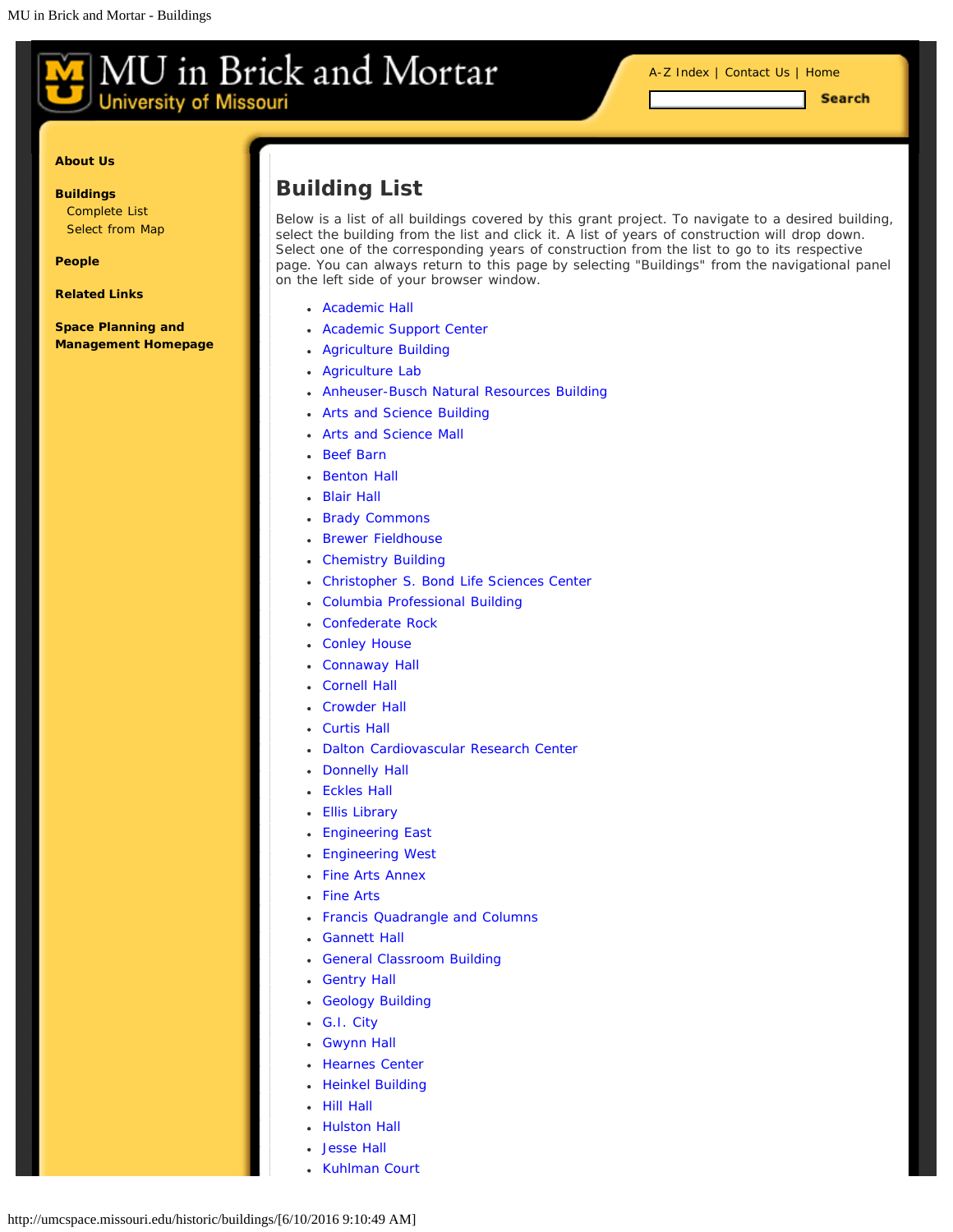MU in Brick and Mortar
University of Missouri

A-Z Index | Contact Us | Home

Search

**About Us**

**Buildings**
- Complete List
- Select from Map

**People**

**Related Links**

**Space Planning and Management Homepage**

# Building List

Below is a list of all buildings covered by this grant project. To navigate to a desired building, select the building from the list and click it. A list of years of construction will drop down. Select one of the corresponding years of construction from the list to go to its respective page. You can always return to this page by selecting "Buildings" from the navigational panel on the left side of your browser window.

- Academic Hall
- Academic Support Center
- Agriculture Building
- Agriculture Lab
- Anheuser-Busch Natural Resources Building
- Arts and Science Building
- Arts and Science Mall
- Beef Barn
- Benton Hall
- Blair Hall
- Brady Commons
- Brewer Fieldhouse
- Chemistry Building
- Christopher S. Bond Life Sciences Center
- Columbia Professional Building
- Confederate Rock
- Conley House
- Connaway Hall
- Cornell Hall
- Crowder Hall
- Curtis Hall
- Dalton Cardiovascular Research Center
- Donnelly Hall
- Eckles Hall
- Ellis Library
- Engineering East
- Engineering West
- Fine Arts Annex
- Fine Arts
- Francis Quadrangle and Columns
- Gannett Hall
- General Classroom Building
- Gentry Hall
- Geology Building
- G.I. City
- Gwynn Hall
- Hearnes Center
- Heinkel Building
- Hill Hall
- Hulston Hall
- Jesse Hall
- Kuhlman Court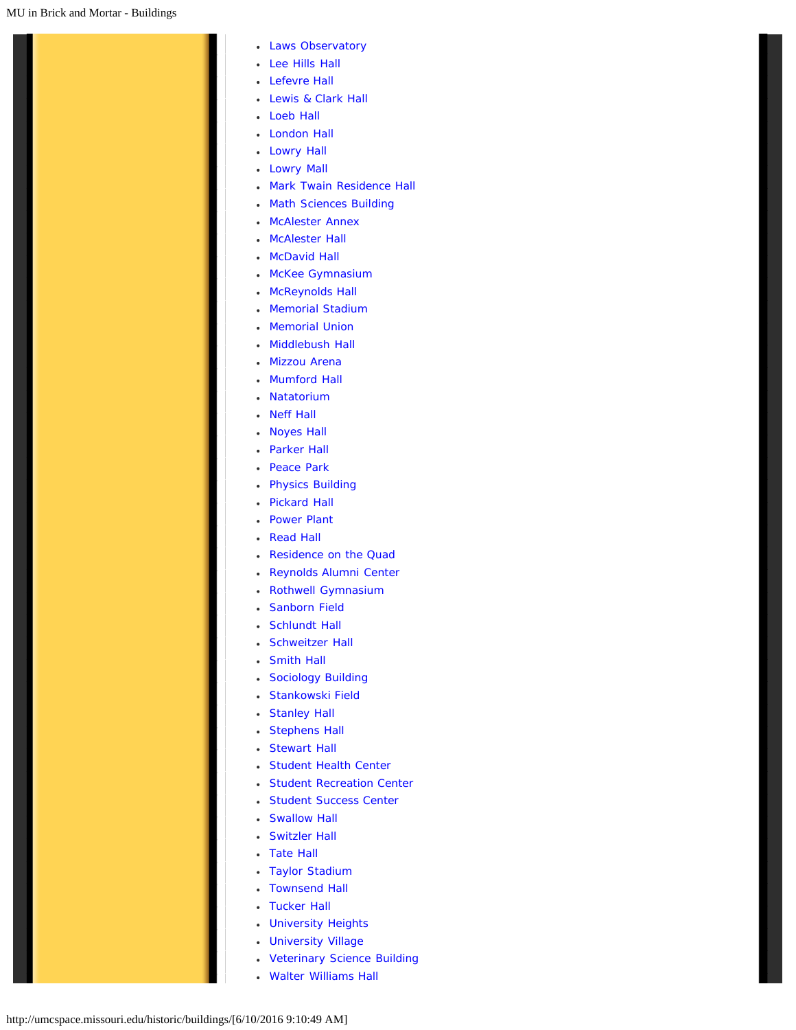- Laws Observatory
- Lee Hills Hall
- Lefevre Hall
- Lewis & Clark Hall
- Loeb Hall
- London Hall
- Lowry Hall
- Lowry Mall
- Mark Twain Residence Hall
- Math Sciences Building
- McAlester Annex
- McAlester Hall
- McDavid Hall
- McKee Gymnasium
- McReynolds Hall
- Memorial Stadium
- Memorial Union
- Middlebush Hall
- Mizzou Arena
- Mumford Hall
- Natatorium
- Neff Hall
- Noyes Hall
- Parker Hall
- Peace Park
- Physics Building
- Pickard Hall
- Power Plant
- Read Hall
- Residence on the Quad
- Reynolds Alumni Center
- Rothwell Gymnasium
- Sanborn Field
- Schlundt Hall
- Schweitzer Hall
- Smith Hall
- Sociology Building
- Stankowski Field
- Stanley Hall
- Stephens Hall
- Stewart Hall
- Student Health Center
- Student Recreation Center
- Student Success Center
- Swallow Hall
- Switzler Hall
- Tate Hall
- Taylor Stadium
- Townsend Hall
- Tucker Hall
- University Heights
- University Village
- Veterinary Science Building
- Walter Williams Hall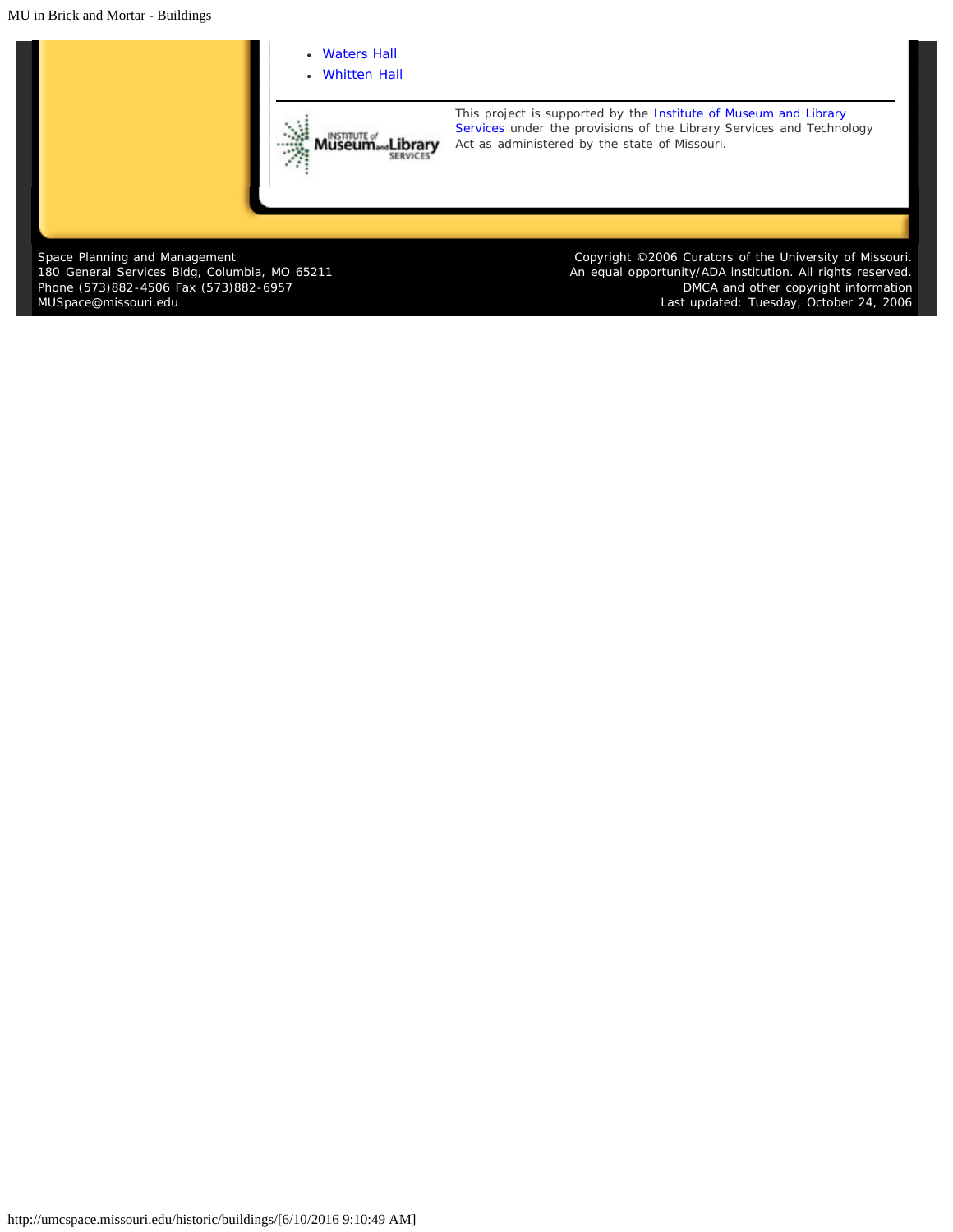- Waters Hall
- Whitten Hall

---

This project is supported by the Institute of Museum and Library Services under the provisions of the Library Services and Technology Act as administered by the state of Missouri.

Space Planning and Management
180 General Services Bldg, Columbia, MO 65211
Phone (573)882-4506 Fax (573)882-6957
MUSpace@missouri.edu

Copyright ©2006 Curators of the University of Missouri.
An equal opportunity/ADA institution. All rights reserved.
DMCA and other copyright information
Last updated: Tuesday, October 24, 2006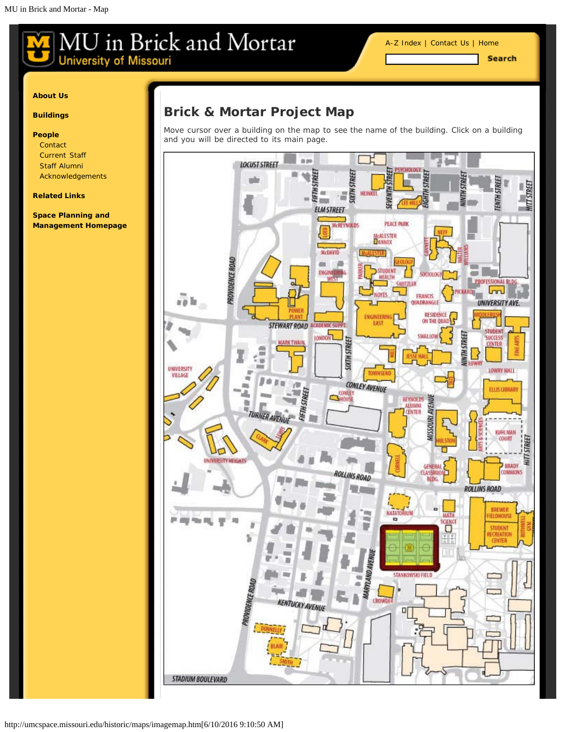MU in Brick and Mortar
University of Missouri

A-Z Index | Contact Us | Home

Search

**About Us**

**Buildings**

**People**

- Contact
- Current Staff
- Staff Alumni
- Acknowledgements

**Related Links**

**Space Planning and Management Homepage**

## Brick & Mortar Project Map

Move cursor over a building on the map to see the name of the building. Click on a building and you will be directed to its main page.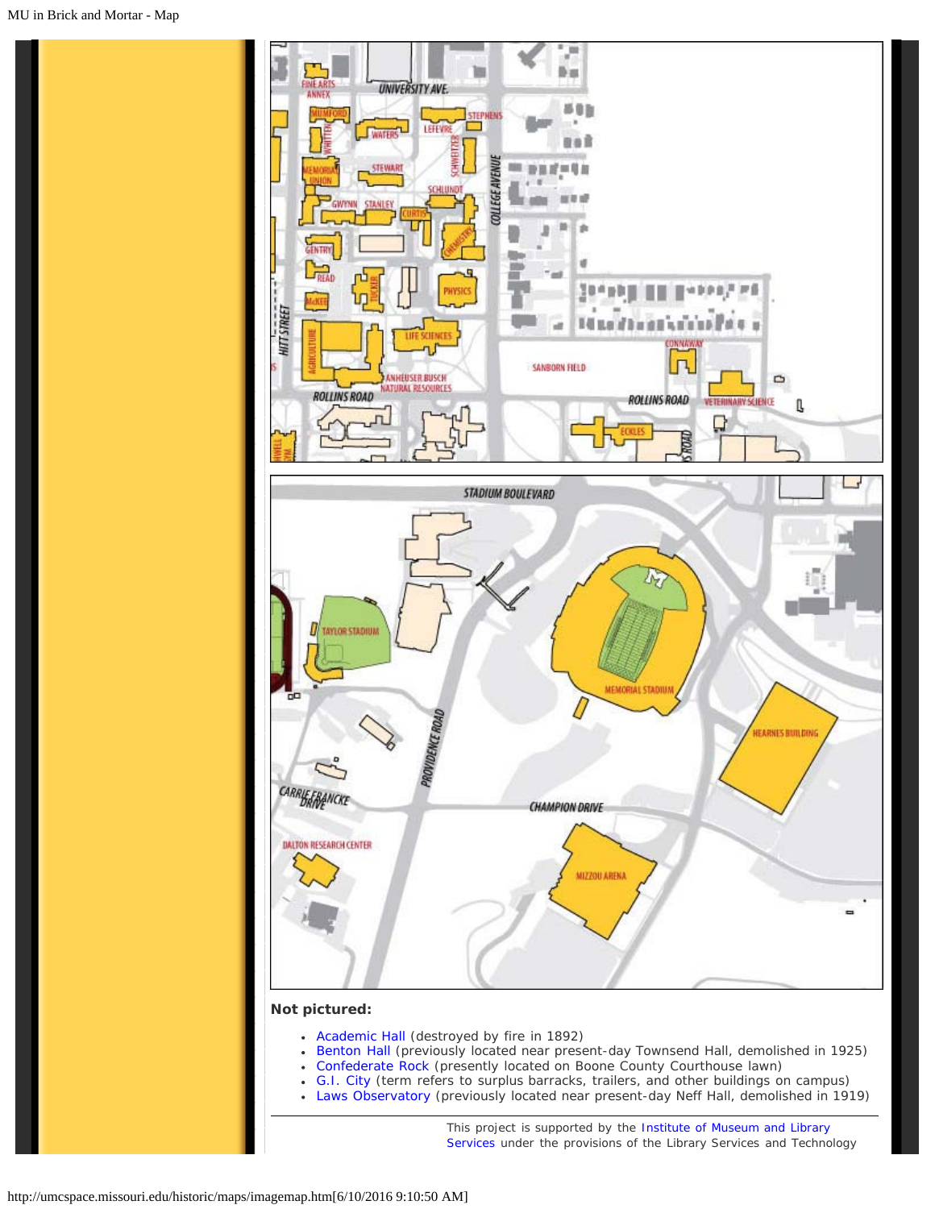**Not pictured:**

- Academic Hall (destroyed by fire in 1892)
- Benton Hall (previously located near present-day Townsend Hall, demolished in 1925)
- Confederate Rock (presently located on Boone County Courthouse lawn)
- G.I. City (term refers to surplus barracks, trailers, and other buildings on campus)
- Laws Observatory (previously located near present-day Neff Hall, demolished in 1919)

This project is supported by the Institute of Museum and Library Services under the provisions of the Library Services and Technology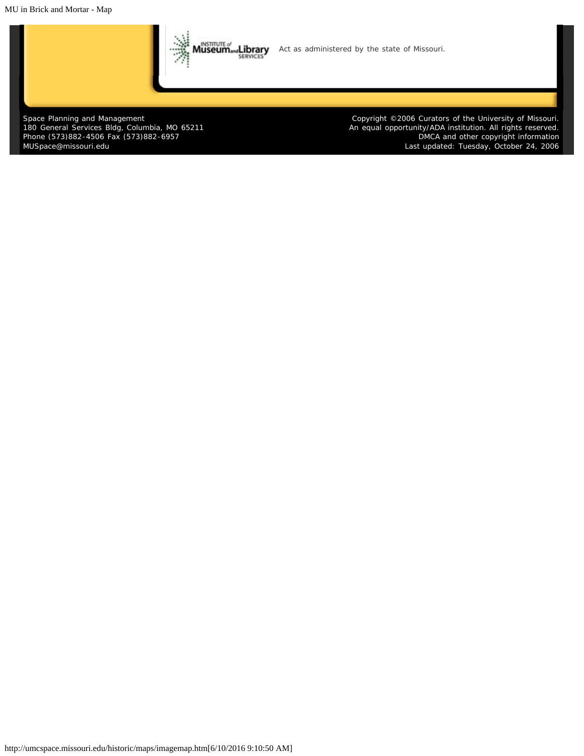Act as administered by the state of Missouri.

Space Planning and Management
180 General Services Bldg, Columbia, MO 65211
Phone (573)882-4506 Fax (573)882-6957
MUSpace@missouri.edu

Copyright ©2006 Curators of the University of Missouri.
An equal opportunity/ADA institution. All rights reserved.
DMCA and other copyright information
Last updated: Tuesday, October 24, 2006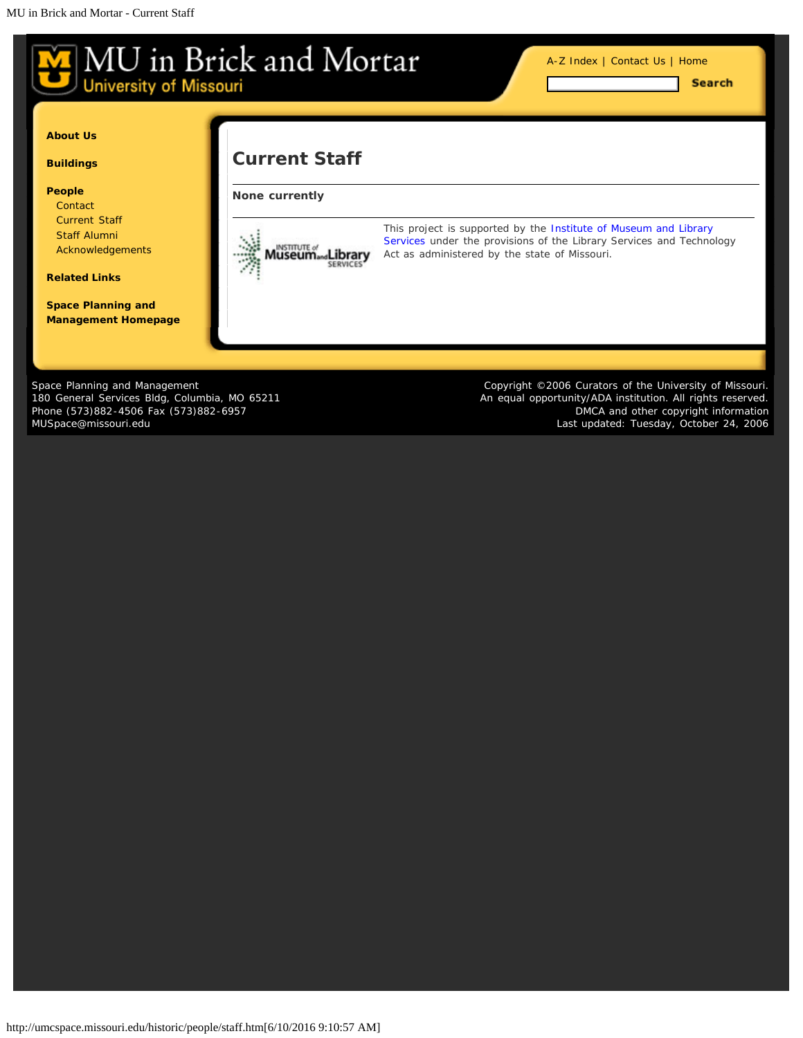MU in Brick and Mortar - Current Staff

# MU in Brick and Mortar
University of Missouri

A-Z Index | Contact Us | Home

Search

**About Us**

**Buildings**

**People**
- Contact
- Current Staff
- Staff Alumni
- Acknowledgements

**Related Links**

**Space Planning and Management Homepage**

## Current Staff

**None currently**

---

This project is supported by the Institute of Museum and Library Services under the provisions of the Library Services and Technology Act as administered by the state of Missouri.

Space Planning and Management
180 General Services Bldg, Columbia, MO 65211
Phone (573)882-4506 Fax (573)882-6957
MUSpace@missouri.edu

Copyright ©2006 Curators of the University of Missouri.
An equal opportunity/ADA institution. All rights reserved.
DMCA and other copyright information
Last updated: Tuesday, October 24, 2006

http://umcspace.missouri.edu/historic/people/staff.htm[6/10/2016 9:10:57 AM]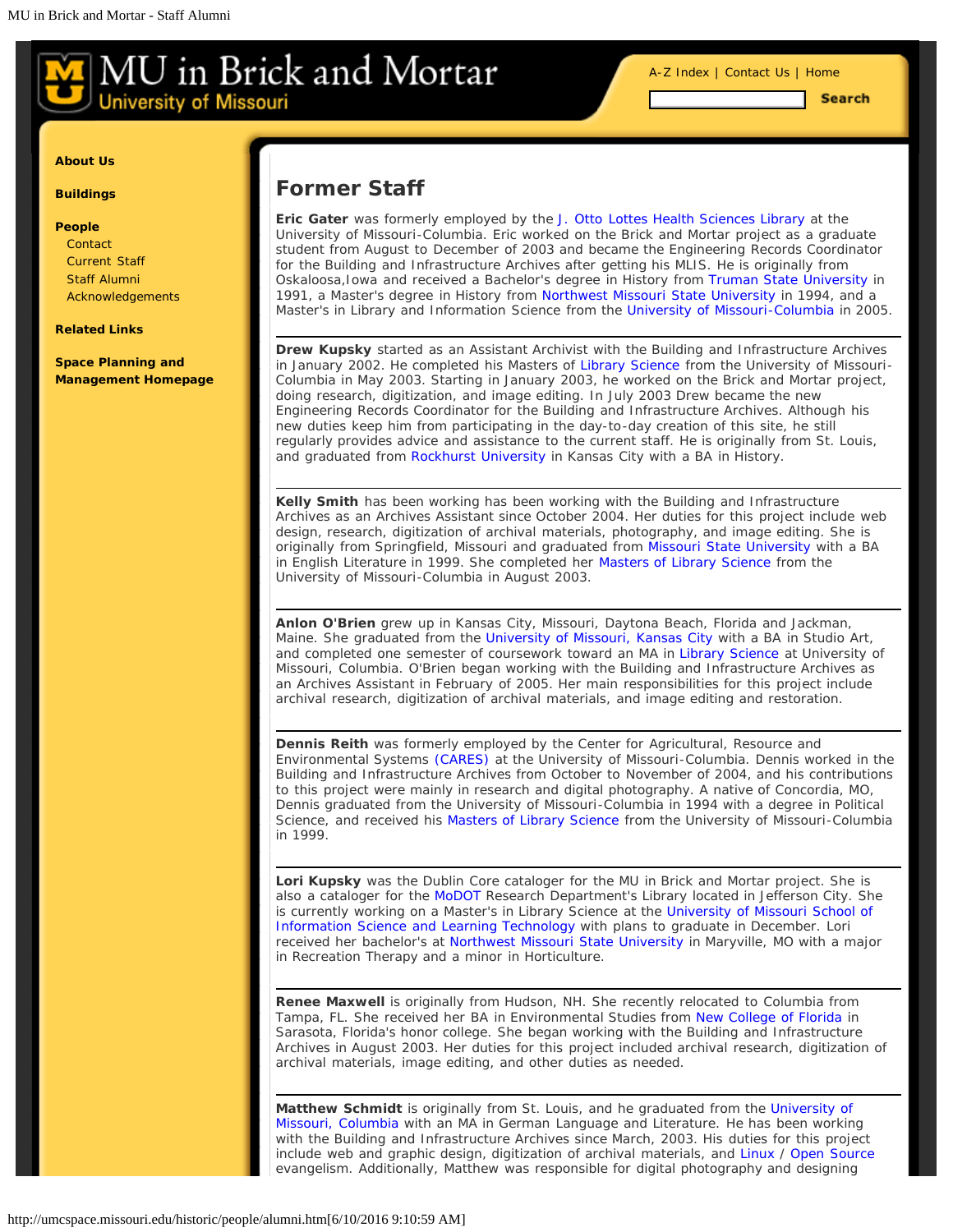# MU in Brick and Mortar
University of Missouri

A-Z Index | Contact Us | Home

Search

**About Us**

**Buildings**

**People**
- Contact
- Current Staff
- Staff Alumni
- Acknowledgements

**Related Links**

**Space Planning and Management Homepage**

## Former Staff

**Eric Gater** was formerly employed by the J. Otto Lottes Health Sciences Library at the University of Missouri-Columbia. Eric worked on the Brick and Mortar project as a graduate student from August to December of 2003 and became the Engineering Records Coordinator for the Building and Infrastructure Archives after getting his MLIS. He is originally from Oskaloosa,Iowa and received a Bachelor's degree in History from Truman State University in 1991, a Master's degree in History from Northwest Missouri State University in 1994, and a Master's in Library and Information Science from the University of Missouri-Columbia in 2005.

---

**Drew Kupsky** started as an Assistant Archivist with the Building and Infrastructure Archives in January 2002. He completed his Masters of Library Science from the University of Missouri-Columbia in May 2003. Starting in January 2003, he worked on the Brick and Mortar project, doing research, digitization, and image editing. In July 2003 Drew became the new Engineering Records Coordinator for the Building and Infrastructure Archives. Although his new duties keep him from participating in the day-to-day creation of this site, he still regularly provides advice and assistance to the current staff. He is originally from St. Louis, and graduated from Rockhurst University in Kansas City with a BA in History.

---

**Kelly Smith** has been working has been working with the Building and Infrastructure Archives as an Archives Assistant since October 2004. Her duties for this project include web design, research, digitization of archival materials, photography, and image editing. She is originally from Springfield, Missouri and graduated from Missouri State University with a BA in English Literature in 1999. She completed her Masters of Library Science from the University of Missouri-Columbia in August 2003.

---

**Anlon O'Brien** grew up in Kansas City, Missouri, Daytona Beach, Florida and Jackman, Maine. She graduated from the University of Missouri, Kansas City with a BA in Studio Art, and completed one semester of coursework toward an MA in Library Science at University of Missouri, Columbia. O'Brien began working with the Building and Infrastructure Archives as an Archives Assistant in February of 2005. Her main responsibilities for this project include archival research, digitization of archival materials, and image editing and restoration.

---

**Dennis Reith** was formerly employed by the Center for Agricultural, Resource and Environmental Systems (CARES) at the University of Missouri-Columbia. Dennis worked in the Building and Infrastructure Archives from October to November of 2004, and his contributions to this project were mainly in research and digital photography. A native of Concordia, MO, Dennis graduated from the University of Missouri-Columbia in 1994 with a degree in Political Science, and received his Masters of Library Science from the University of Missouri-Columbia in 1999.

---

**Lori Kupsky** was the Dublin Core cataloger for the MU in Brick and Mortar project. She is also a cataloger for the MoDOT Research Department's Library located in Jefferson City. She is currently working on a Master's in Library Science at the University of Missouri School of Information Science and Learning Technology with plans to graduate in December. Lori received her bachelor's at Northwest Missouri State University in Maryville, MO with a major in Recreation Therapy and a minor in Horticulture.

---

**Renee Maxwell** is originally from Hudson, NH. She recently relocated to Columbia from Tampa, FL. She received her BA in Environmental Studies from New College of Florida in Sarasota, Florida's honor college. She began working with the Building and Infrastructure Archives in August 2003. Her duties for this project included archival research, digitization of archival materials, image editing, and other duties as needed.

---

**Matthew Schmidt** is originally from St. Louis, and he graduated from the University of Missouri, Columbia with an MA in German Language and Literature. He has been working with the Building and Infrastructure Archives since March, 2003. His duties for this project include web and graphic design, digitization of archival materials, and Linux / Open Source evangelism. Additionally, Matthew was responsible for digital photography and designing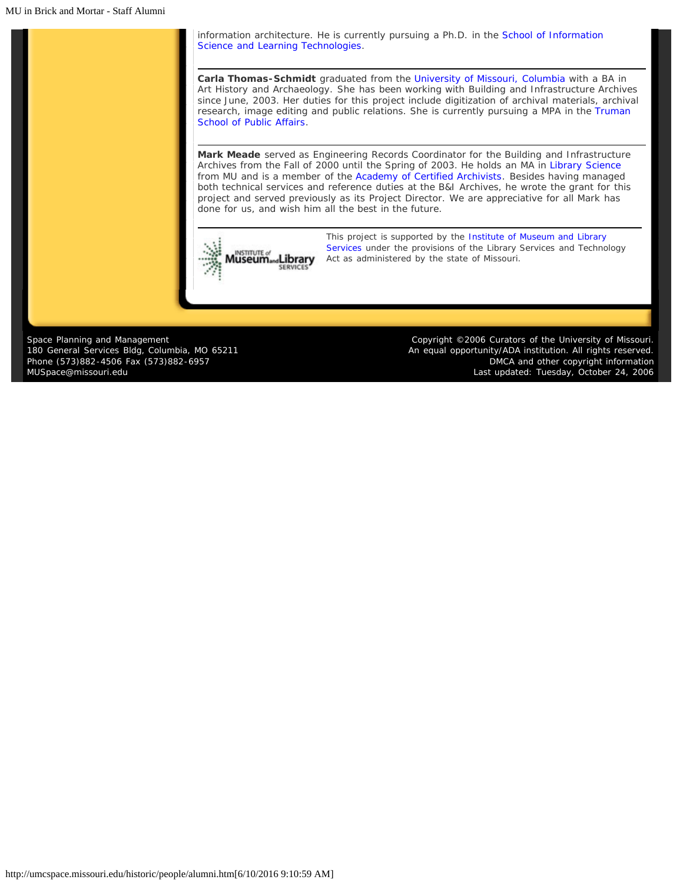information architecture. He is currently pursuing a Ph.D. in the School of Information Science and Learning Technologies.

---

**Carla Thomas-Schmidt** graduated from the University of Missouri, Columbia with a BA in Art History and Archaeology. She has been working with Building and Infrastructure Archives since June, 2003. Her duties for this project include digitization of archival materials, archival research, image editing and public relations. She is currently pursuing a MPA in the Truman School of Public Affairs.

---

**Mark Meade** served as Engineering Records Coordinator for the Building and Infrastructure Archives from the Fall of 2000 until the Spring of 2003. He holds an MA in Library Science from MU and is a member of the Academy of Certified Archivists. Besides having managed both technical services and reference duties at the B&I Archives, he wrote the grant for this project and served previously as its Project Director. We are appreciative for all Mark has done for us, and wish him all the best in the future.

---

INSTITUTE of Museum and Library SERVICES

This project is supported by the Institute of Museum and Library Services under the provisions of the Library Services and Technology Act as administered by the state of Missouri.

Space Planning and Management
180 General Services Bldg, Columbia, MO 65211
Phone (573)882-4506 Fax (573)882-6957
MUSpace@missouri.edu

Copyright ©2006 Curators of the University of Missouri.
An equal opportunity/ADA institution. All rights reserved.
DMCA and other copyright information
Last updated: Tuesday, October 24, 2006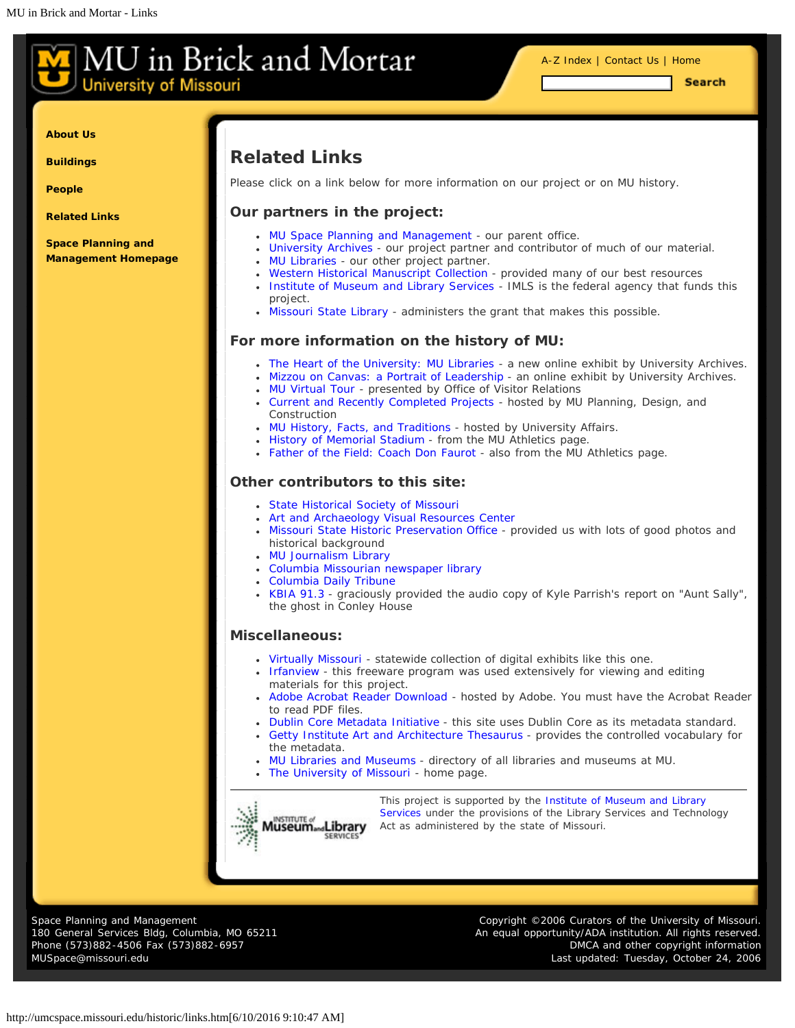# MU in Brick and Mortar
University of Missouri

A-Z Index | Contact Us | Home

Search

- About Us
- Buildings
- People
- Related Links
- Space Planning and Management Homepage

## Related Links

Please click on a link below for more information on our project or on MU history.

### Our partners in the project:

- MU Space Planning and Management - our parent office.
- University Archives - our project partner and contributor of much of our material.
- MU Libraries - our other project partner.
- Western Historical Manuscript Collection - provided many of our best resources
- Institute of Museum and Library Services - IMLS is the federal agency that funds this project.
- Missouri State Library - administers the grant that makes this possible.

### For more information on the history of MU:

- The Heart of the University: MU Libraries - a new online exhibit by University Archives.
- Mizzou on Canvas: a Portrait of Leadership - an online exhibit by University Archives.
- MU Virtual Tour - presented by Office of Visitor Relations
- Current and Recently Completed Projects - hosted by MU Planning, Design, and Construction
- MU History, Facts, and Traditions - hosted by University Affairs.
- History of Memorial Stadium - from the MU Athletics page.
- Father of the Field: Coach Don Faurot - also from the MU Athletics page.

### Other contributors to this site:

- State Historical Society of Missouri
- Art and Archaeology Visual Resources Center
- Missouri State Historic Preservation Office - provided us with lots of good photos and historical background
- MU Journalism Library
- Columbia Missourian newspaper library
- Columbia Daily Tribune
- KBIA 91.3 - graciously provided the audio copy of Kyle Parrish's report on "Aunt Sally", the ghost in Conley House

### Miscellaneous:

- Virtually Missouri - statewide collection of digital exhibits like this one.
- Irfanview - this freeware program was used extensively for viewing and editing materials for this project.
- Adobe Acrobat Reader Download - hosted by Adobe. You must have the Acrobat Reader to read PDF files.
- Dublin Core Metadata Initiative - this site uses Dublin Core as its metadata standard.
- Getty Institute Art and Architecture Thesaurus - provides the controlled vocabulary for the metadata.
- MU Libraries and Museums - directory of all libraries and museums at MU.
- The University of Missouri - home page.

---

Institute of Museum and Library Services

This project is supported by the Institute of Museum and Library Services under the provisions of the Library Services and Technology Act as administered by the state of Missouri.

Space Planning and Management
180 General Services Bldg, Columbia, MO 65211
Phone (573)882-4506 Fax (573)882-6957
MUSpace@missouri.edu

Copyright ©2006 Curators of the University of Missouri.
An equal opportunity/ADA institution. All rights reserved.
DMCA and other copyright information
Last updated: Tuesday, October 24, 2006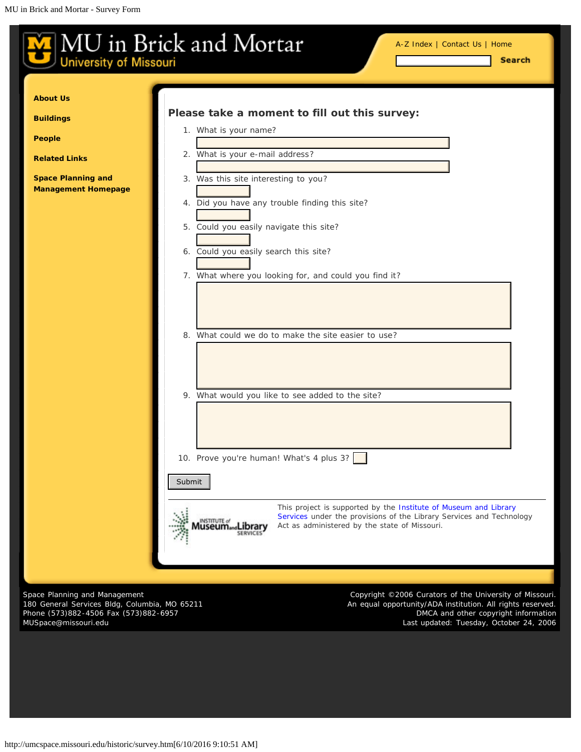# MU in Brick and Mortar
University of Missouri

A-Z Index | Contact Us | Home

Search

- **About Us**
- **Buildings**
- **People**
- **Related Links**
- **Space Planning and Management Homepage**

## Please take a moment to fill out this survey:

1. What is your name?
2. What is your e-mail address?
3. Was this site interesting to you?
4. Did you have any trouble finding this site?
5. Could you easily navigate this site?
6. Could you easily search this site?
7. What where you looking for, and could you find it?
8. What could we do to make the site easier to use?
9. What would you like to see added to the site?
10. Prove you're human! What's 4 plus 3?

Submit

This project is supported by the Institute of Museum and Library Services under the provisions of the Library Services and Technology Act as administered by the state of Missouri.

Space Planning and Management
180 General Services Bldg, Columbia, MO 65211
Phone (573)882-4506 Fax (573)882-6957
MUSpace@missouri.edu

Copyright ©2006 Curators of the University of Missouri.
An equal opportunity/ADA institution. All rights reserved.
DMCA and other copyright information
Last updated: Tuesday, October 24, 2006